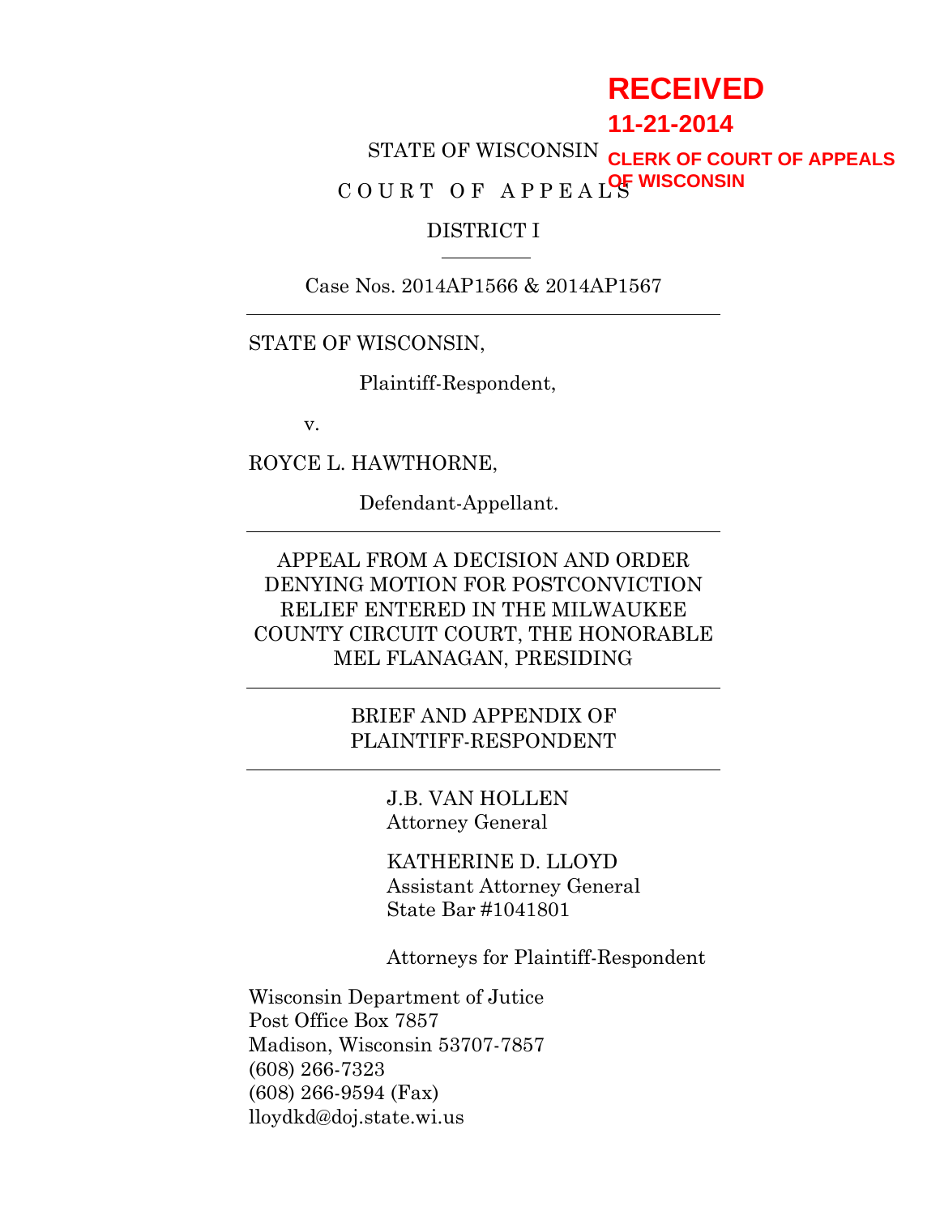RECEIVED

11-21-2014

CLERK OF COURT OF APPEALS OF WISCONSIN

STATE OF WISCONSIN

C O U R T O F A P P E A L S

DISTRICT I

---

Case Nos. 2014AP1566 & 2014AP1567

---

STATE OF WISCONSIN,

Plaintiff-Respondent,

v.

ROYCE L. HAWTHORNE,

Defendant-Appellant.

---

APPEAL FROM A DECISION AND ORDER DENYING MOTION FOR POSTCONVICTION RELIEF ENTERED IN THE MILWAUKEE COUNTY CIRCUIT COURT, THE HONORABLE MEL FLANAGAN, PRESIDING

---

BRIEF AND APPENDIX OF PLAINTIFF-RESPONDENT

---

J.B. VAN HOLLEN
Attorney General

KATHERINE D. LLOYD
Assistant Attorney General
State Bar #1041801

Attorneys for Plaintiff-Respondent

Wisconsin Department of Jutice
Post Office Box 7857
Madison, Wisconsin 53707-7857
(608) 266-7323
(608) 266-9594 (Fax)
lloydkd@doj.state.wi.us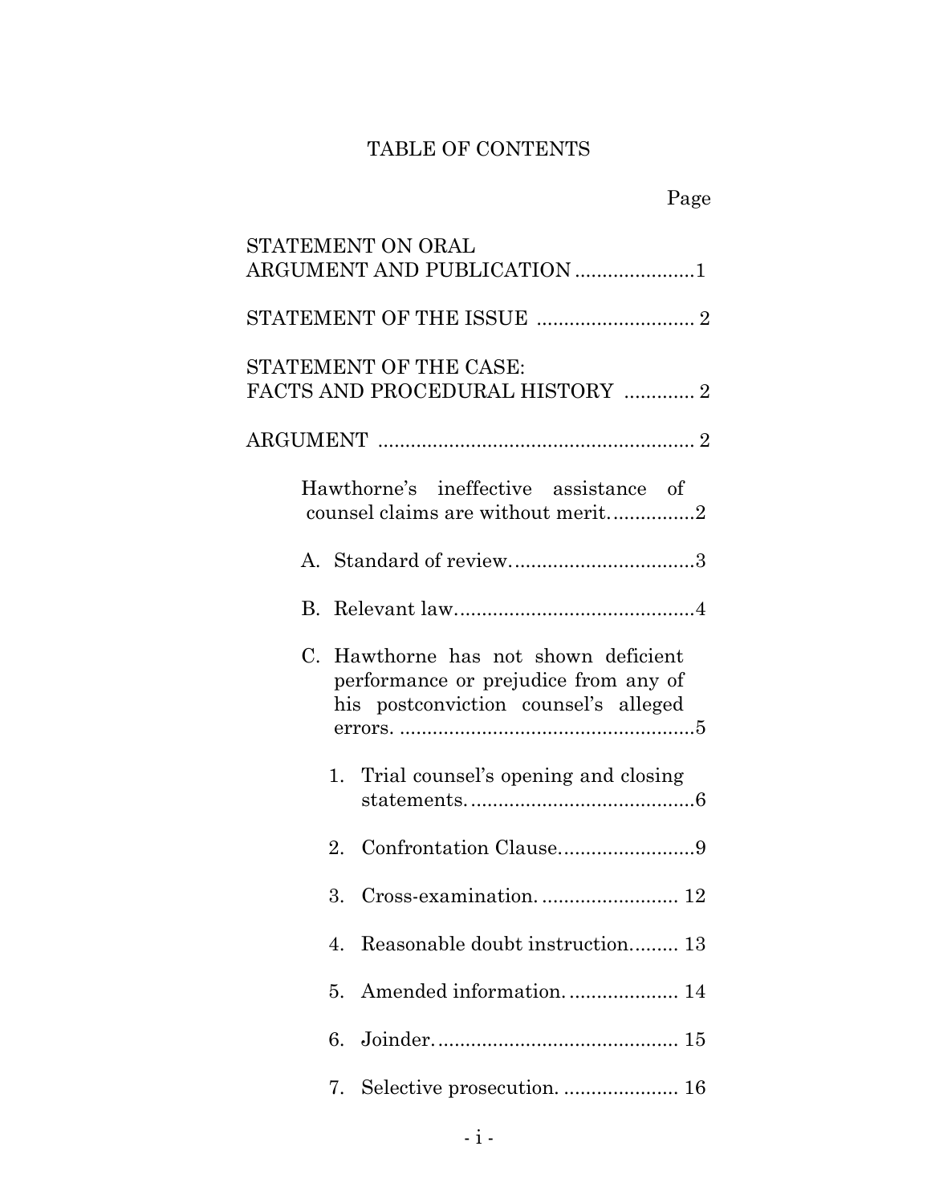# TABLE OF CONTENTS

| | Page |
|---|---|
| STATEMENT ON ORAL ARGUMENT AND PUBLICATION | 1 |
| STATEMENT OF THE ISSUE | 2 |
| STATEMENT OF THE CASE: FACTS AND PROCEDURAL HISTORY | 2 |
| ARGUMENT | 2 |
| Hawthorne's ineffective assistance of counsel claims are without merit. | 2 |
| A. Standard of review. | 3 |
| B. Relevant law. | 4 |
| C. Hawthorne has not shown deficient performance or prejudice from any of his postconviction counsel's alleged errors. | 5 |
| 1. Trial counsel's opening and closing statements. | 6 |
| 2. Confrontation Clause. | 9 |
| 3. Cross-examination. | 12 |
| 4. Reasonable doubt instruction. | 13 |
| 5. Amended information. | 14 |
| 6. Joinder. | 15 |
| 7. Selective prosecution. | 16 |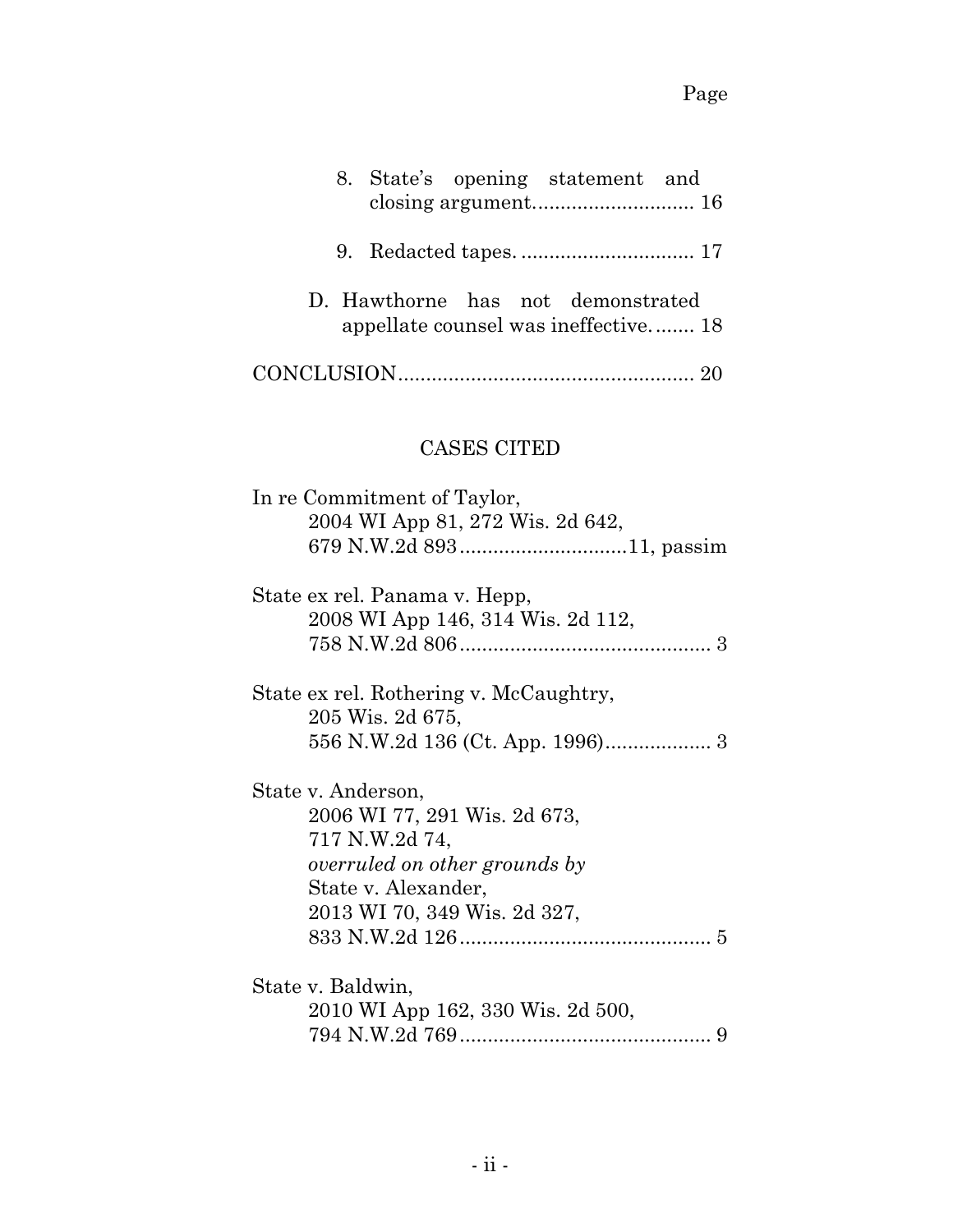Page

8. State's opening statement and closing argument............................ 16

9. Redacted tapes. ............................... 17

D. Hawthorne has not demonstrated appellate counsel was ineffective. ....... 18

CONCLUSION..................................................... 20

## CASES CITED

In re Commitment of Taylor,
2004 WI App 81, 272 Wis. 2d 642,
679 N.W.2d 893.............................11, passim

State ex rel. Panama v. Hepp,
2008 WI App 146, 314 Wis. 2d 112,
758 N.W.2d 806............................................ 3

State ex rel. Rothering v. McCaughtry,
205 Wis. 2d 675,
556 N.W.2d 136 (Ct. App. 1996).................. 3

State v. Anderson,
2006 WI 77, 291 Wis. 2d 673,
717 N.W.2d 74,
*overruled on other grounds by*
State v. Alexander,
2013 WI 70, 349 Wis. 2d 327,
833 N.W.2d 126............................................ 5

State v. Baldwin,
2010 WI App 162, 330 Wis. 2d 500,
794 N.W.2d 769............................................ 9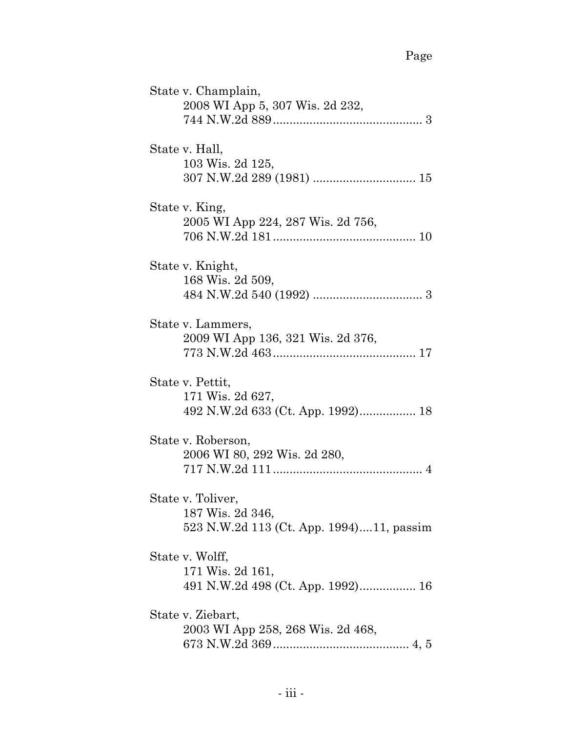Page

State v. Champlain,
2008 WI App 5, 307 Wis. 2d 232,
744 N.W.2d 889 .............................................. 3

State v. Hall,
103 Wis. 2d 125,
307 N.W.2d 289 (1981) ............................... 15

State v. King,
2005 WI App 224, 287 Wis. 2d 756,
706 N.W.2d 181 ............................................ 10

State v. Knight,
168 Wis. 2d 509,
484 N.W.2d 540 (1992) ................................. 3

State v. Lammers,
2009 WI App 136, 321 Wis. 2d 376,
773 N.W.2d 463 ............................................ 17

State v. Pettit,
171 Wis. 2d 627,
492 N.W.2d 633 (Ct. App. 1992)................. 18

State v. Roberson,
2006 WI 80, 292 Wis. 2d 280,
717 N.W.2d 111 .............................................. 4

State v. Toliver,
187 Wis. 2d 346,
523 N.W.2d 113 (Ct. App. 1994)....11, passim

State v. Wolff,
171 Wis. 2d 161,
491 N.W.2d 498 (Ct. App. 1992)................. 16

State v. Ziebart,
2003 WI App 258, 268 Wis. 2d 468,
673 N.W.2d 369 ......................................... 4, 5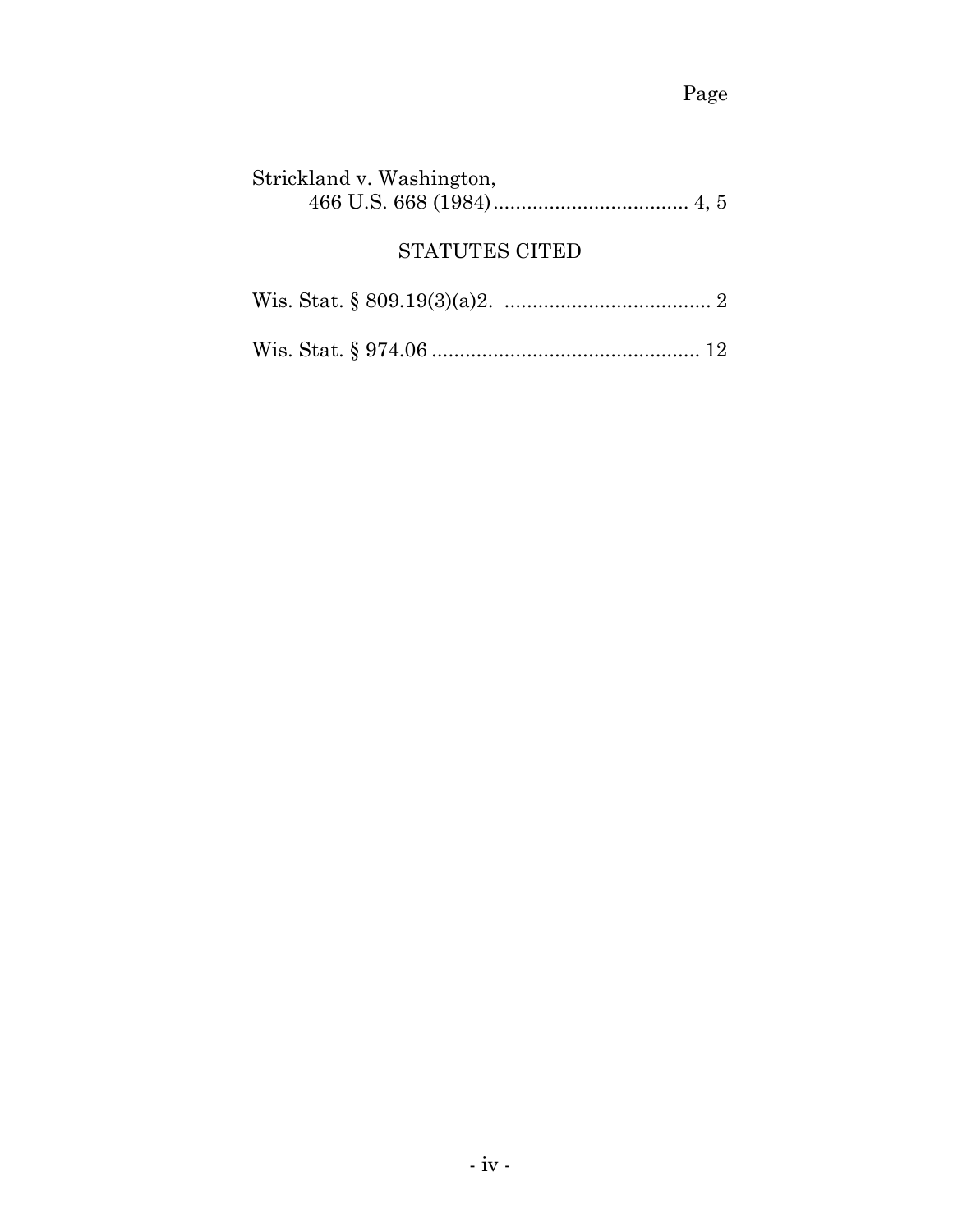Page

Strickland v. Washington,
466 U.S. 668 (1984).................................... 4, 5

## STATUTES CITED

Wis. Stat. § 809.19(3)(a)2. ..................................... 2

Wis. Stat. § 974.06 ................................................ 12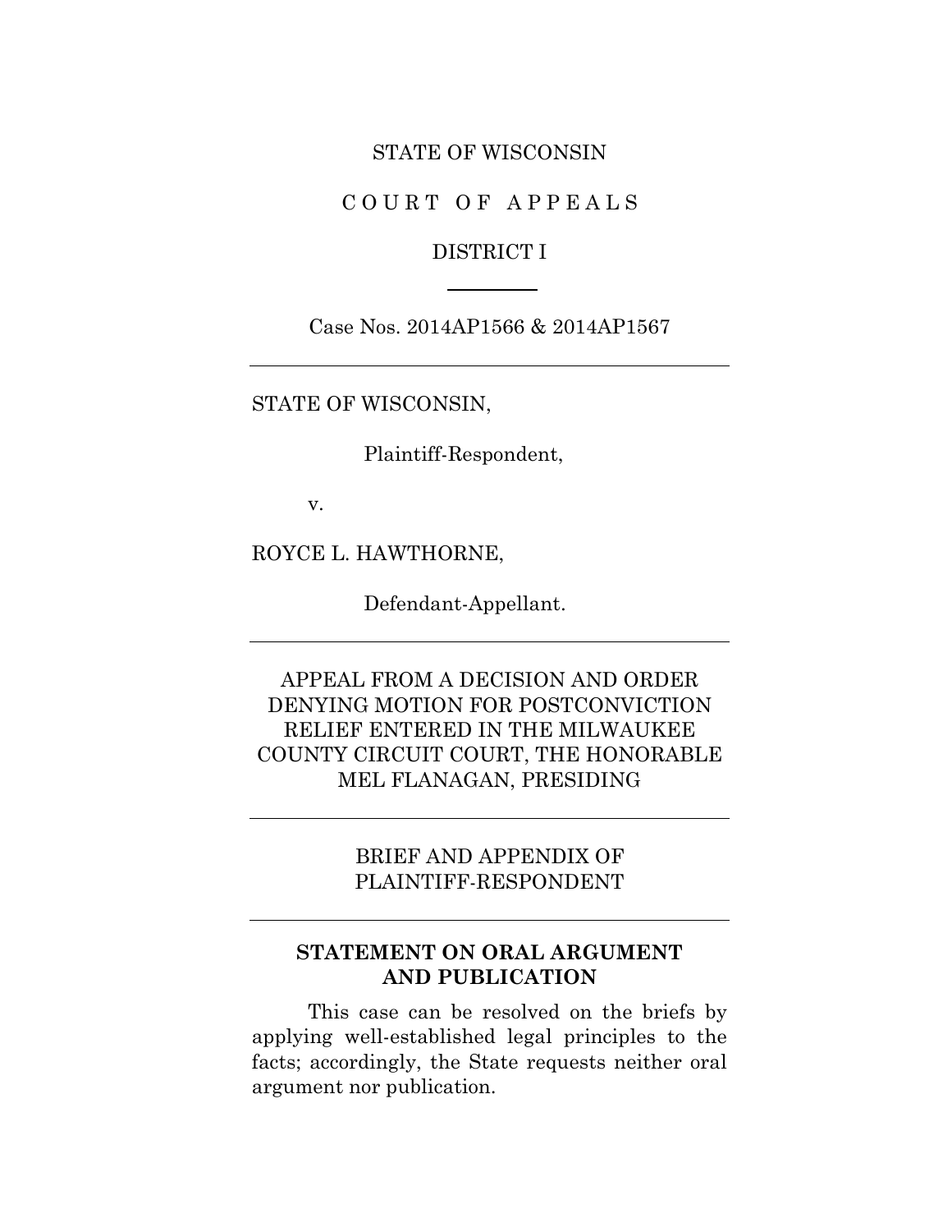STATE OF WISCONSIN

C O U R T  O F  A P P E A L S

DISTRICT I

---

Case Nos. 2014AP1566 & 2014AP1567

---

STATE OF WISCONSIN,

Plaintiff-Respondent,

v.

ROYCE L. HAWTHORNE,

Defendant-Appellant.

---

APPEAL FROM A DECISION AND ORDER DENYING MOTION FOR POSTCONVICTION RELIEF ENTERED IN THE MILWAUKEE COUNTY CIRCUIT COURT, THE HONORABLE MEL FLANAGAN, PRESIDING

---

BRIEF AND APPENDIX OF PLAINTIFF-RESPONDENT

---

## STATEMENT ON ORAL ARGUMENT AND PUBLICATION

This case can be resolved on the briefs by applying well-established legal principles to the facts; accordingly, the State requests neither oral argument nor publication.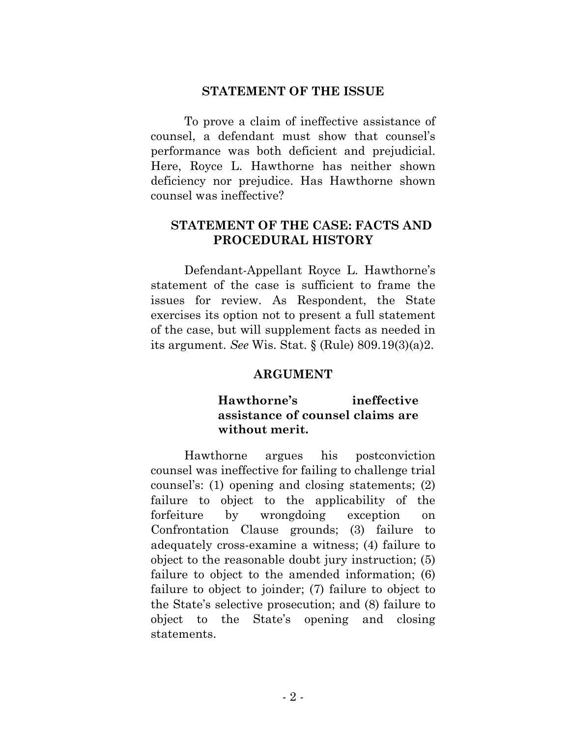## STATEMENT OF THE ISSUE

To prove a claim of ineffective assistance of counsel, a defendant must show that counsel's performance was both deficient and prejudicial. Here, Royce L. Hawthorne has neither shown deficiency nor prejudice. Has Hawthorne shown counsel was ineffective?

## STATEMENT OF THE CASE: FACTS AND PROCEDURAL HISTORY

Defendant-Appellant Royce L. Hawthorne's statement of the case is sufficient to frame the issues for review. As Respondent, the State exercises its option not to present a full statement of the case, but will supplement facts as needed in its argument. *See* Wis. Stat. § (Rule) 809.19(3)(a)2.

## ARGUMENT

### Hawthorne's ineffective assistance of counsel claims are without merit.

Hawthorne argues his postconviction counsel was ineffective for failing to challenge trial counsel's: (1) opening and closing statements; (2) failure to object to the applicability of the forfeiture by wrongdoing exception on Confrontation Clause grounds; (3) failure to adequately cross-examine a witness; (4) failure to object to the reasonable doubt jury instruction; (5) failure to object to the amended information; (6) failure to object to joinder; (7) failure to object to the State's selective prosecution; and (8) failure to object to the State's opening and closing statements.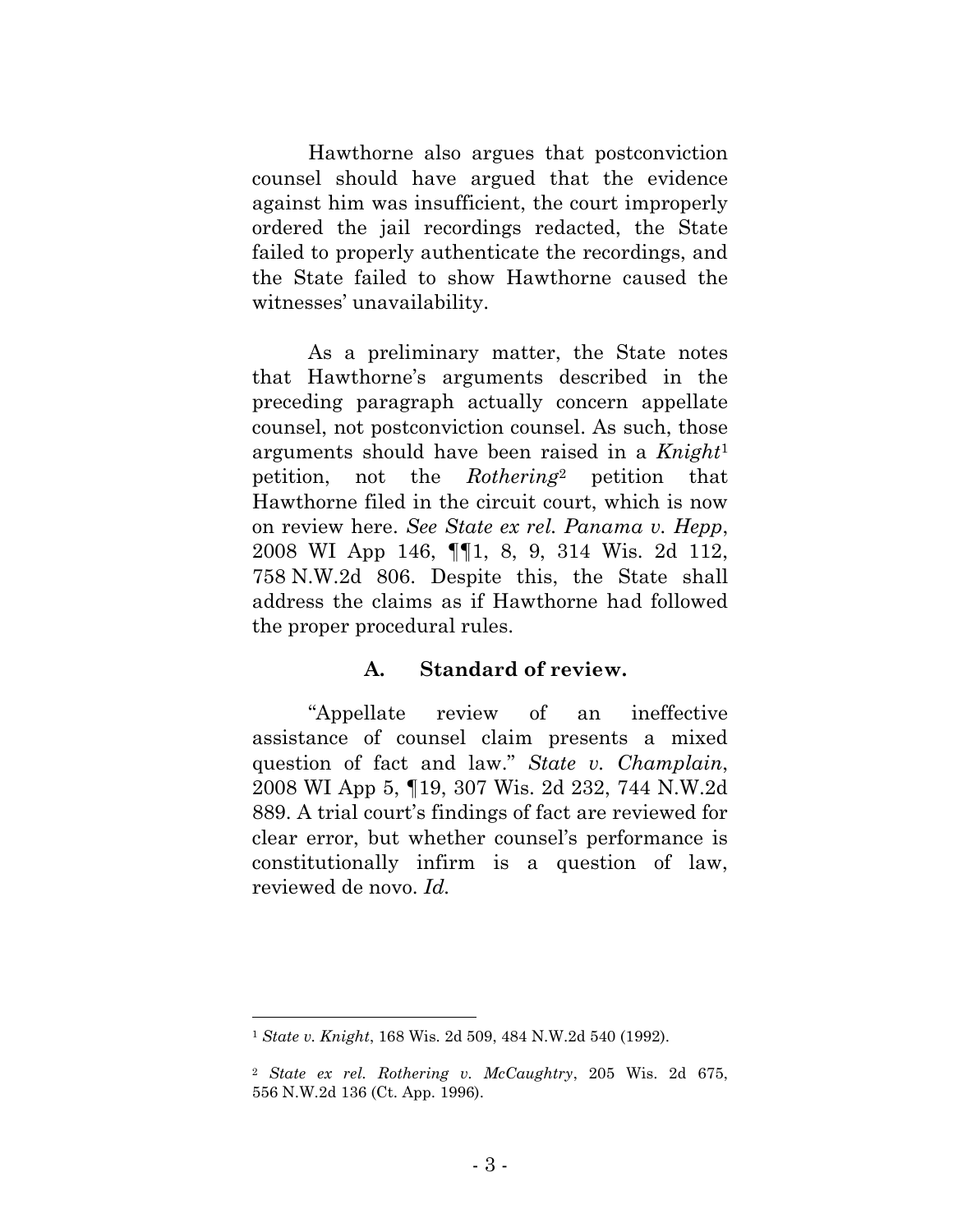Hawthorne also argues that postconviction counsel should have argued that the evidence against him was insufficient, the court improperly ordered the jail recordings redacted, the State failed to properly authenticate the recordings, and the State failed to show Hawthorne caused the witnesses' unavailability.

As a preliminary matter, the State notes that Hawthorne's arguments described in the preceding paragraph actually concern appellate counsel, not postconviction counsel. As such, those arguments should have been raised in a *Knight*[1] petition, not the *Rothering*[2] petition that Hawthorne filed in the circuit court, which is now on review here. *See State ex rel. Panama v. Hepp*, 2008 WI App 146, ¶¶1, 8, 9, 314 Wis. 2d 112, 758 N.W.2d 806. Despite this, the State shall address the claims as if Hawthorne had followed the proper procedural rules.

### A. Standard of review.

"Appellate review of an ineffective assistance of counsel claim presents a mixed question of fact and law." *State v. Champlain*, 2008 WI App 5, ¶19, 307 Wis. 2d 232, 744 N.W.2d 889. A trial court's findings of fact are reviewed for clear error, but whether counsel's performance is constitutionally infirm is a question of law, reviewed de novo. *Id.*

---

[1] *State v. Knight*, 168 Wis. 2d 509, 484 N.W.2d 540 (1992).

[2] *State ex rel. Rothering v. McCaughtry*, 205 Wis. 2d 675, 556 N.W.2d 136 (Ct. App. 1996).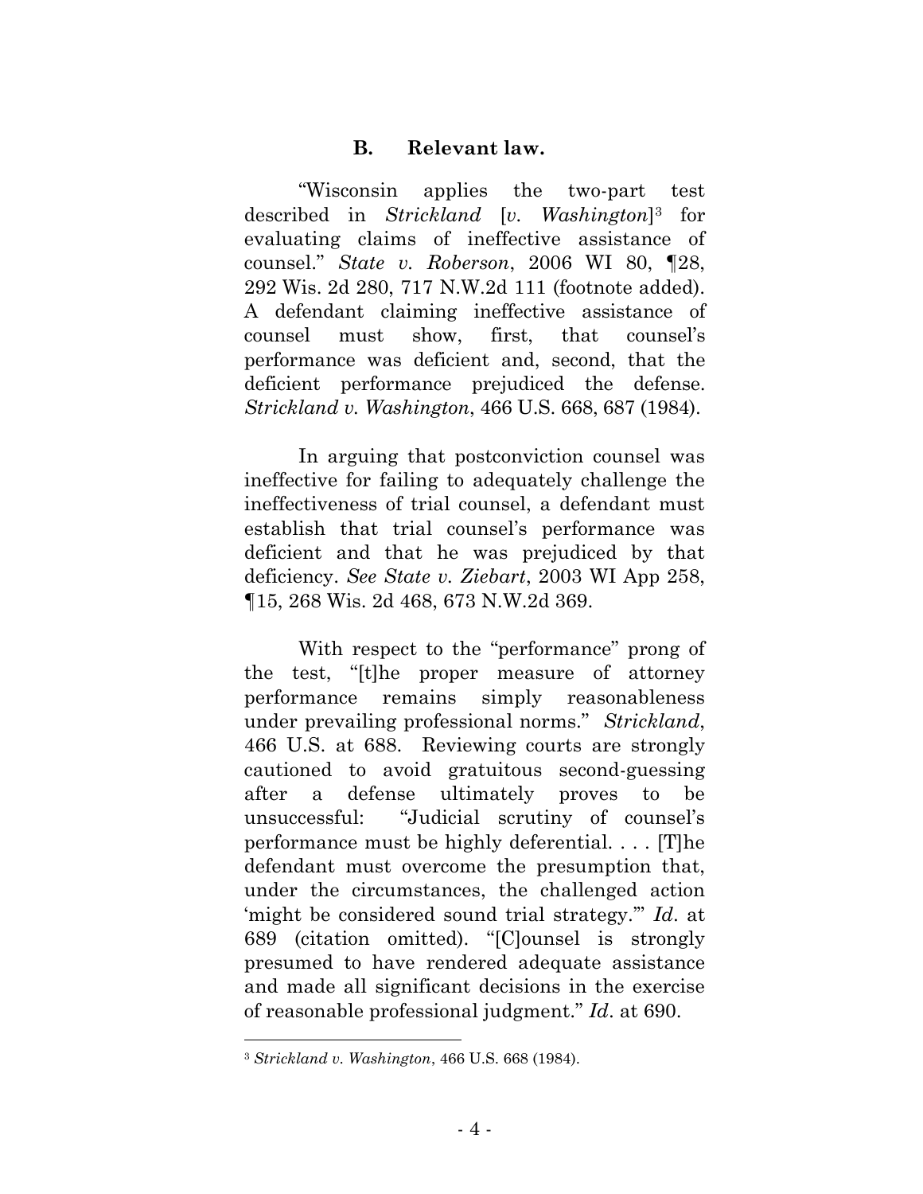### B. Relevant law.

"Wisconsin applies the two-part test described in *Strickland* [*v. Washington*][3] for evaluating claims of ineffective assistance of counsel." *State v. Roberson*, 2006 WI 80, ¶28, 292 Wis. 2d 280, 717 N.W.2d 111 (footnote added). A defendant claiming ineffective assistance of counsel must show, first, that counsel's performance was deficient and, second, that the deficient performance prejudiced the defense. *Strickland v. Washington*, 466 U.S. 668, 687 (1984).

In arguing that postconviction counsel was ineffective for failing to adequately challenge the ineffectiveness of trial counsel, a defendant must establish that trial counsel's performance was deficient and that he was prejudiced by that deficiency. *See State v. Ziebart*, 2003 WI App 258, ¶15, 268 Wis. 2d 468, 673 N.W.2d 369.

With respect to the "performance" prong of the test, "[t]he proper measure of attorney performance remains simply reasonableness under prevailing professional norms." *Strickland*, 466 U.S. at 688. Reviewing courts are strongly cautioned to avoid gratuitous second-guessing after a defense ultimately proves to be unsuccessful: "Judicial scrutiny of counsel's performance must be highly deferential. . . . [T]he defendant must overcome the presumption that, under the circumstances, the challenged action 'might be considered sound trial strategy.'" *Id*. at 689 (citation omitted). "[C]ounsel is strongly presumed to have rendered adequate assistance and made all significant decisions in the exercise of reasonable professional judgment." *Id*. at 690.

---

[3] *Strickland v. Washington*, 466 U.S. 668 (1984).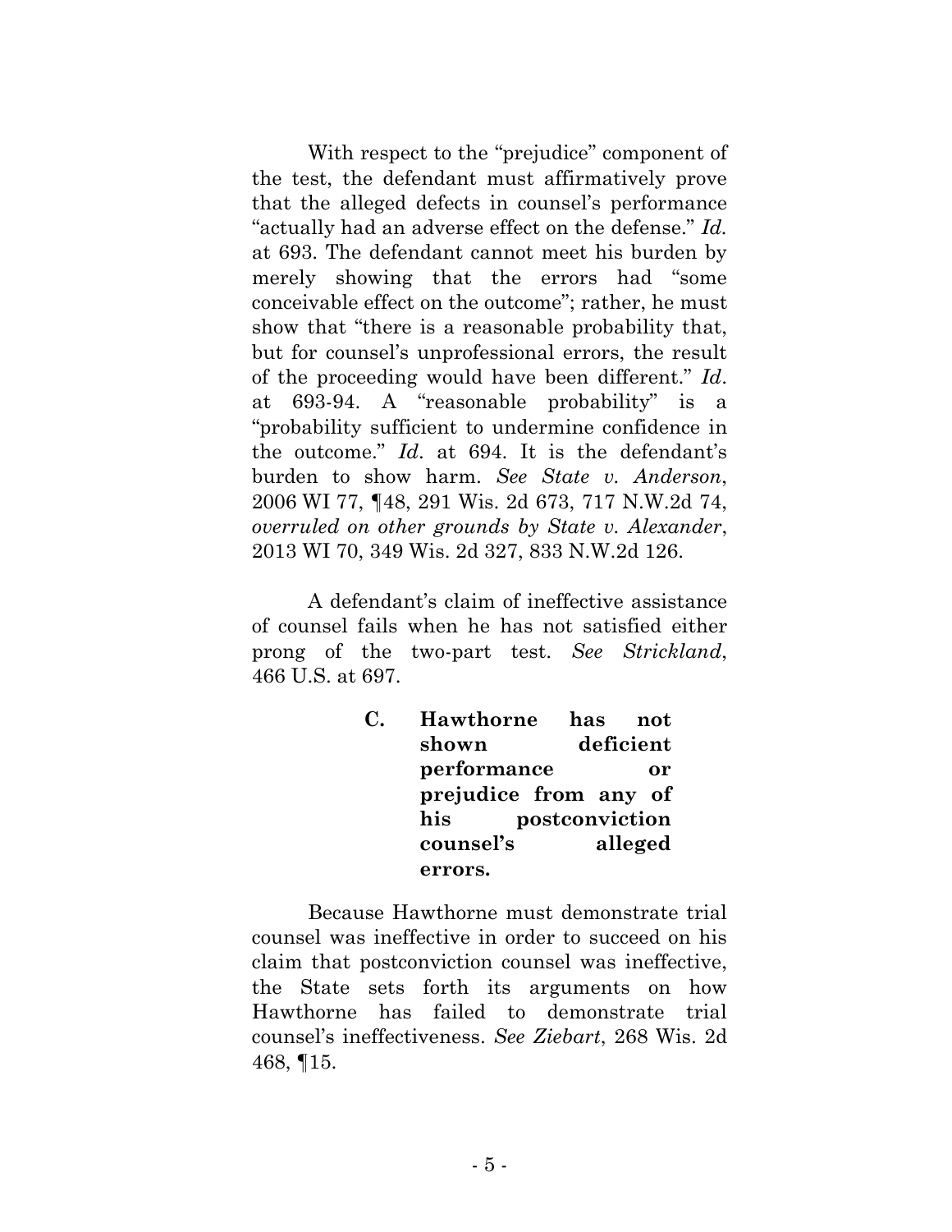With respect to the "prejudice" component of the test, the defendant must affirmatively prove that the alleged defects in counsel's performance "actually had an adverse effect on the defense." *Id.* at 693. The defendant cannot meet his burden by merely showing that the errors had "some conceivable effect on the outcome"; rather, he must show that "there is a reasonable probability that, but for counsel's unprofessional errors, the result of the proceeding would have been different." *Id*. at 693-94. A "reasonable probability" is a "probability sufficient to undermine confidence in the outcome." *Id*. at 694. It is the defendant's burden to show harm. *See State v. Anderson*, 2006 WI 77, ¶48, 291 Wis. 2d 673, 717 N.W.2d 74, *overruled on other grounds by State v. Alexander*, 2013 WI 70, 349 Wis. 2d 327, 833 N.W.2d 126.

A defendant's claim of ineffective assistance of counsel fails when he has not satisfied either prong of the two-part test. *See Strickland*, 466 U.S. at 697.

### C. Hawthorne has not shown deficient performance or prejudice from any of his postconviction counsel's alleged errors.

Because Hawthorne must demonstrate trial counsel was ineffective in order to succeed on his claim that postconviction counsel was ineffective, the State sets forth its arguments on how Hawthorne has failed to demonstrate trial counsel's ineffectiveness. *See Ziebart*, 268 Wis. 2d 468, ¶15.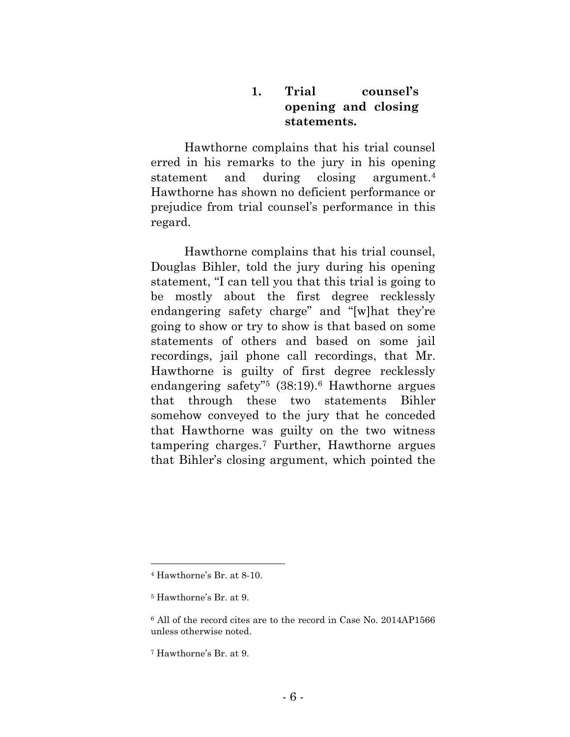### 1. Trial counsel's opening and closing statements.

Hawthorne complains that his trial counsel erred in his remarks to the jury in his opening statement and during closing argument.[4] Hawthorne has shown no deficient performance or prejudice from trial counsel's performance in this regard.

Hawthorne complains that his trial counsel, Douglas Bihler, told the jury during his opening statement, "I can tell you that this trial is going to be mostly about the first degree recklessly endangering safety charge" and "[w]hat they're going to show or try to show is that based on some statements of others and based on some jail recordings, jail phone call recordings, that Mr. Hawthorne is guilty of first degree recklessly endangering safety"[5] (38:19).[6] Hawthorne argues that through these two statements Bihler somehow conveyed to the jury that he conceded that Hawthorne was guilty on the two witness tampering charges.[7] Further, Hawthorne argues that Bihler's closing argument, which pointed the

---

[4] Hawthorne's Br. at 8-10.

[5] Hawthorne's Br. at 9.

[6] All of the record cites are to the record in Case No. 2014AP1566 unless otherwise noted.

[7] Hawthorne's Br. at 9.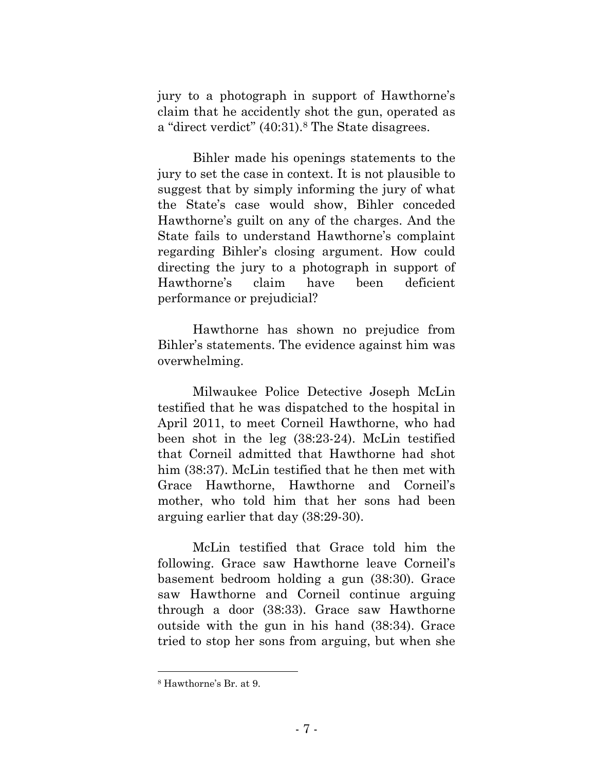jury to a photograph in support of Hawthorne's claim that he accidently shot the gun, operated as a "direct verdict" (40:31).[8] The State disagrees.

Bihler made his openings statements to the jury to set the case in context. It is not plausible to suggest that by simply informing the jury of what the State's case would show, Bihler conceded Hawthorne's guilt on any of the charges. And the State fails to understand Hawthorne's complaint regarding Bihler's closing argument. How could directing the jury to a photograph in support of Hawthorne's claim have been deficient performance or prejudicial?

Hawthorne has shown no prejudice from Bihler's statements. The evidence against him was overwhelming.

Milwaukee Police Detective Joseph McLin testified that he was dispatched to the hospital in April 2011, to meet Corneil Hawthorne, who had been shot in the leg (38:23-24). McLin testified that Corneil admitted that Hawthorne had shot him (38:37). McLin testified that he then met with Grace Hawthorne, Hawthorne and Corneil's mother, who told him that her sons had been arguing earlier that day (38:29-30).

McLin testified that Grace told him the following. Grace saw Hawthorne leave Corneil's basement bedroom holding a gun (38:30). Grace saw Hawthorne and Corneil continue arguing through a door (38:33). Grace saw Hawthorne outside with the gun in his hand (38:34). Grace tried to stop her sons from arguing, but when she

---

[8] Hawthorne's Br. at 9.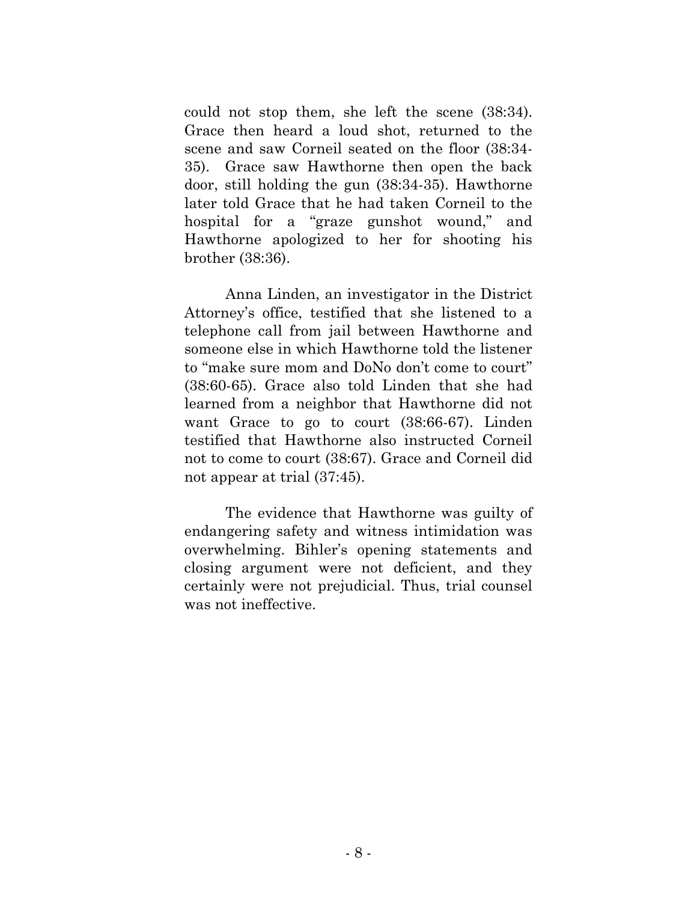could not stop them, she left the scene (38:34). Grace then heard a loud shot, returned to the scene and saw Corneil seated on the floor (38:34-35). Grace saw Hawthorne then open the back door, still holding the gun (38:34-35). Hawthorne later told Grace that he had taken Corneil to the hospital for a "graze gunshot wound," and Hawthorne apologized to her for shooting his brother (38:36).

Anna Linden, an investigator in the District Attorney's office, testified that she listened to a telephone call from jail between Hawthorne and someone else in which Hawthorne told the listener to "make sure mom and DoNo don't come to court" (38:60-65). Grace also told Linden that she had learned from a neighbor that Hawthorne did not want Grace to go to court (38:66-67). Linden testified that Hawthorne also instructed Corneil not to come to court (38:67). Grace and Corneil did not appear at trial (37:45).

The evidence that Hawthorne was guilty of endangering safety and witness intimidation was overwhelming. Bihler's opening statements and closing argument were not deficient, and they certainly were not prejudicial. Thus, trial counsel was not ineffective.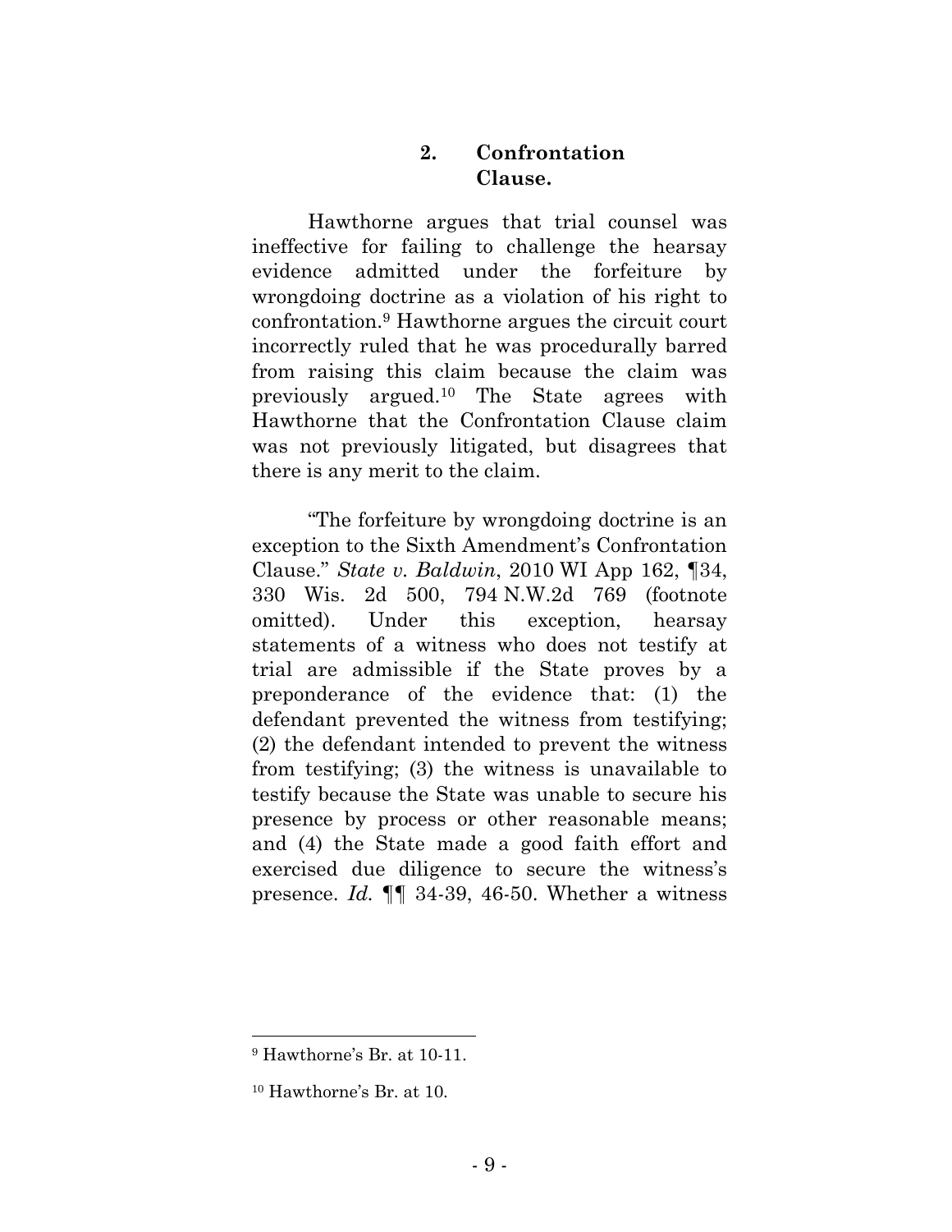### 2. Confrontation Clause.

Hawthorne argues that trial counsel was ineffective for failing to challenge the hearsay evidence admitted under the forfeiture by wrongdoing doctrine as a violation of his right to confrontation.[9] Hawthorne argues the circuit court incorrectly ruled that he was procedurally barred from raising this claim because the claim was previously argued.[10] The State agrees with Hawthorne that the Confrontation Clause claim was not previously litigated, but disagrees that there is any merit to the claim.

"The forfeiture by wrongdoing doctrine is an exception to the Sixth Amendment's Confrontation Clause." *State v. Baldwin*, 2010 WI App 162, ¶34, 330 Wis. 2d 500, 794 N.W.2d 769 (footnote omitted). Under this exception, hearsay statements of a witness who does not testify at trial are admissible if the State proves by a preponderance of the evidence that: (1) the defendant prevented the witness from testifying; (2) the defendant intended to prevent the witness from testifying; (3) the witness is unavailable to testify because the State was unable to secure his presence by process or other reasonable means; and (4) the State made a good faith effort and exercised due diligence to secure the witness's presence. *Id.* ¶¶ 34-39, 46-50. Whether a witness

---

[9] Hawthorne's Br. at 10-11.

[10] Hawthorne's Br. at 10.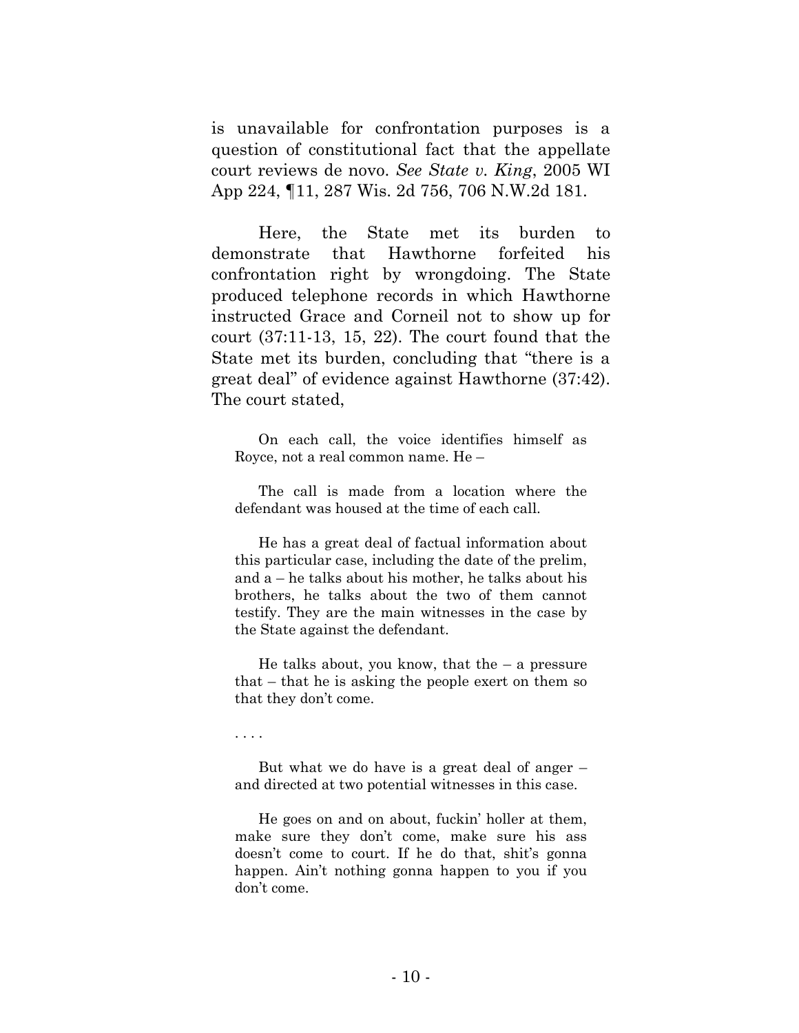is unavailable for confrontation purposes is a question of constitutional fact that the appellate court reviews de novo. *See State v. King*, 2005 WI App 224, ¶11, 287 Wis. 2d 756, 706 N.W.2d 181.

Here, the State met its burden to demonstrate that Hawthorne forfeited his confrontation right by wrongdoing. The State produced telephone records in which Hawthorne instructed Grace and Corneil not to show up for court (37:11-13, 15, 22). The court found that the State met its burden, concluding that "there is a great deal" of evidence against Hawthorne (37:42). The court stated,

> On each call, the voice identifies himself as Royce, not a real common name. He –
>
> The call is made from a location where the defendant was housed at the time of each call.
>
> He has a great deal of factual information about this particular case, including the date of the prelim, and a – he talks about his mother, he talks about his brothers, he talks about the two of them cannot testify. They are the main witnesses in the case by the State against the defendant.
>
> He talks about, you know, that the – a pressure that – that he is asking the people exert on them so that they don't come.
>
> . . . .
>
> But what we do have is a great deal of anger – and directed at two potential witnesses in this case.
>
> He goes on and on about, fuckin' holler at them, make sure they don't come, make sure his ass doesn't come to court. If he do that, shit's gonna happen. Ain't nothing gonna happen to you if you don't come.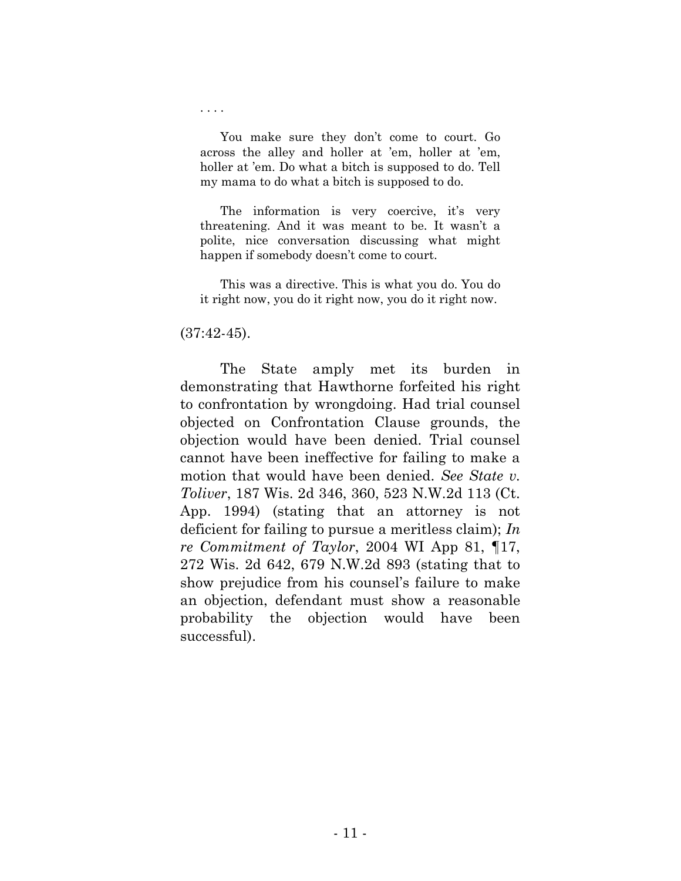> . . . .
>
> You make sure they don't come to court. Go across the alley and holler at 'em, holler at 'em, holler at 'em. Do what a bitch is supposed to do. Tell my mama to do what a bitch is supposed to do.
>
> The information is very coercive, it's very threatening. And it was meant to be. It wasn't a polite, nice conversation discussing what might happen if somebody doesn't come to court.
>
> This was a directive. This is what you do. You do it right now, you do it right now, you do it right now.

(37:42-45).

The State amply met its burden in demonstrating that Hawthorne forfeited his right to confrontation by wrongdoing. Had trial counsel objected on Confrontation Clause grounds, the objection would have been denied. Trial counsel cannot have been ineffective for failing to make a motion that would have been denied. *See State v. Toliver*, 187 Wis. 2d 346, 360, 523 N.W.2d 113 (Ct. App. 1994) (stating that an attorney is not deficient for failing to pursue a meritless claim); *In re Commitment of Taylor*, 2004 WI App 81, ¶17, 272 Wis. 2d 642, 679 N.W.2d 893 (stating that to show prejudice from his counsel's failure to make an objection, defendant must show a reasonable probability the objection would have been successful).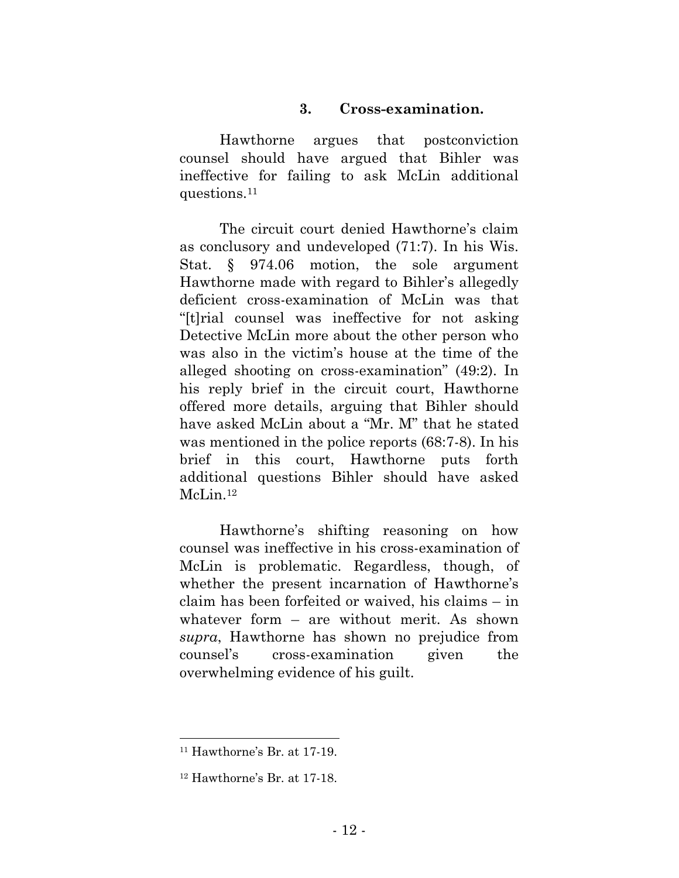### 3. Cross-examination.

Hawthorne argues that postconviction counsel should have argued that Bihler was ineffective for failing to ask McLin additional questions.[11]

The circuit court denied Hawthorne's claim as conclusory and undeveloped (71:7). In his Wis. Stat. § 974.06 motion, the sole argument Hawthorne made with regard to Bihler's allegedly deficient cross-examination of McLin was that "[t]rial counsel was ineffective for not asking Detective McLin more about the other person who was also in the victim's house at the time of the alleged shooting on cross-examination" (49:2). In his reply brief in the circuit court, Hawthorne offered more details, arguing that Bihler should have asked McLin about a "Mr. M" that he stated was mentioned in the police reports (68:7-8). In his brief in this court, Hawthorne puts forth additional questions Bihler should have asked McLin.[12]

Hawthorne's shifting reasoning on how counsel was ineffective in his cross-examination of McLin is problematic. Regardless, though, of whether the present incarnation of Hawthorne's claim has been forfeited or waived, his claims – in whatever form – are without merit. As shown *supra*, Hawthorne has shown no prejudice from counsel's cross-examination given the overwhelming evidence of his guilt.

---

[11] Hawthorne's Br. at 17-19.

[12] Hawthorne's Br. at 17-18.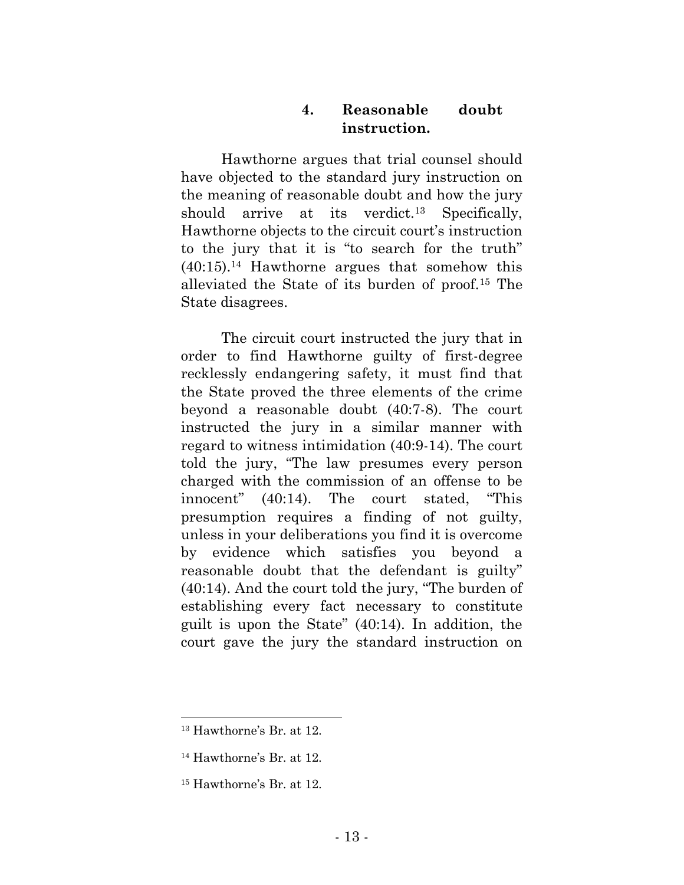#### 4. Reasonable doubt instruction.

Hawthorne argues that trial counsel should have objected to the standard jury instruction on the meaning of reasonable doubt and how the jury should arrive at its verdict.[13] Specifically, Hawthorne objects to the circuit court's instruction to the jury that it is "to search for the truth" (40:15).[14] Hawthorne argues that somehow this alleviated the State of its burden of proof.[15] The State disagrees.

The circuit court instructed the jury that in order to find Hawthorne guilty of first-degree recklessly endangering safety, it must find that the State proved the three elements of the crime beyond a reasonable doubt (40:7-8). The court instructed the jury in a similar manner with regard to witness intimidation (40:9-14). The court told the jury, "The law presumes every person charged with the commission of an offense to be innocent" (40:14). The court stated, "This presumption requires a finding of not guilty, unless in your deliberations you find it is overcome by evidence which satisfies you beyond a reasonable doubt that the defendant is guilty" (40:14). And the court told the jury, "The burden of establishing every fact necessary to constitute guilt is upon the State" (40:14). In addition, the court gave the jury the standard instruction on

---

[13] Hawthorne's Br. at 12.

[14] Hawthorne's Br. at 12.

[15] Hawthorne's Br. at 12.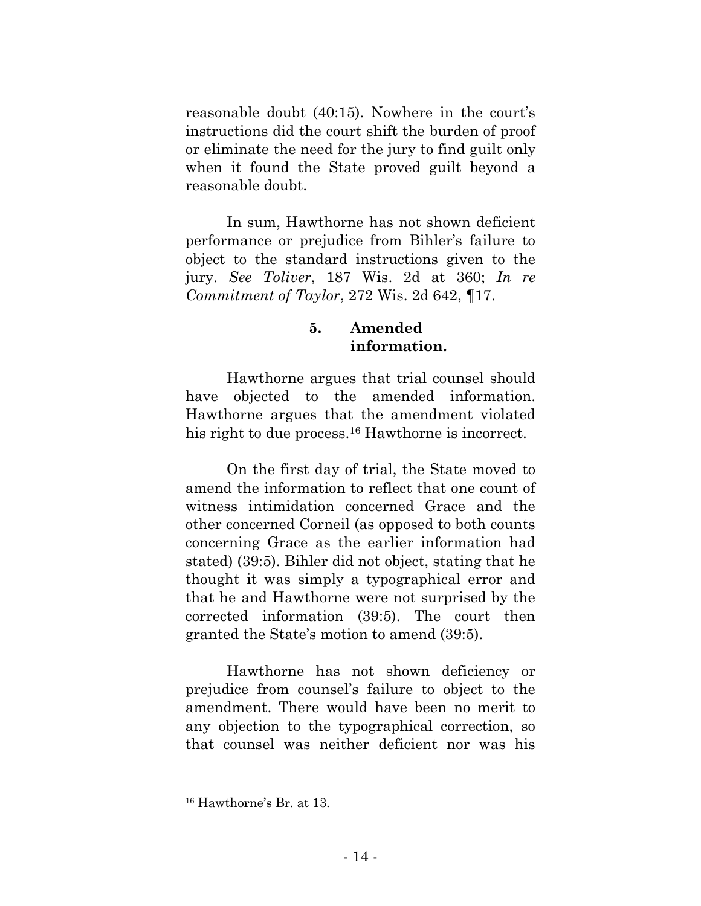reasonable doubt (40:15). Nowhere in the court's instructions did the court shift the burden of proof or eliminate the need for the jury to find guilt only when it found the State proved guilt beyond a reasonable doubt.

In sum, Hawthorne has not shown deficient performance or prejudice from Bihler's failure to object to the standard instructions given to the jury. *See Toliver*, 187 Wis. 2d at 360; *In re Commitment of Taylor*, 272 Wis. 2d 642, ¶17.

#### 5. Amended information.

Hawthorne argues that trial counsel should have objected to the amended information. Hawthorne argues that the amendment violated his right to due process.[16] Hawthorne is incorrect.

On the first day of trial, the State moved to amend the information to reflect that one count of witness intimidation concerned Grace and the other concerned Corneil (as opposed to both counts concerning Grace as the earlier information had stated) (39:5). Bihler did not object, stating that he thought it was simply a typographical error and that he and Hawthorne were not surprised by the corrected information (39:5). The court then granted the State's motion to amend (39:5).

Hawthorne has not shown deficiency or prejudice from counsel's failure to object to the amendment. There would have been no merit to any objection to the typographical correction, so that counsel was neither deficient nor was his

---

[16] Hawthorne's Br. at 13.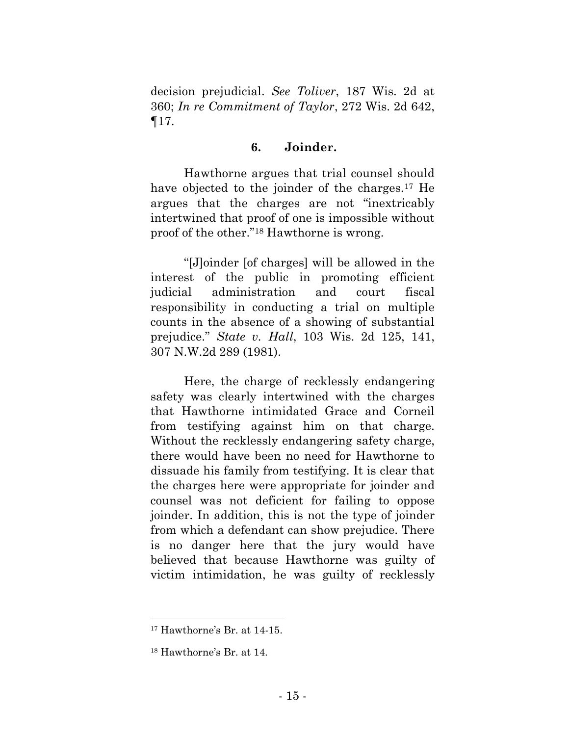decision prejudicial. *See Toliver*, 187 Wis. 2d at 360; *In re Commitment of Taylor*, 272 Wis. 2d 642, ¶17.

### 6. Joinder.

Hawthorne argues that trial counsel should have objected to the joinder of the charges.[17] He argues that the charges are not "inextricably intertwined that proof of one is impossible without proof of the other."[18] Hawthorne is wrong.

"[J]oinder [of charges] will be allowed in the interest of the public in promoting efficient judicial administration and court fiscal responsibility in conducting a trial on multiple counts in the absence of a showing of substantial prejudice." *State v. Hall*, 103 Wis. 2d 125, 141, 307 N.W.2d 289 (1981).

Here, the charge of recklessly endangering safety was clearly intertwined with the charges that Hawthorne intimidated Grace and Corneil from testifying against him on that charge. Without the recklessly endangering safety charge, there would have been no need for Hawthorne to dissuade his family from testifying. It is clear that the charges here were appropriate for joinder and counsel was not deficient for failing to oppose joinder. In addition, this is not the type of joinder from which a defendant can show prejudice. There is no danger here that the jury would have believed that because Hawthorne was guilty of victim intimidation, he was guilty of recklessly

---

[17] Hawthorne's Br. at 14-15.

[18] Hawthorne's Br. at 14.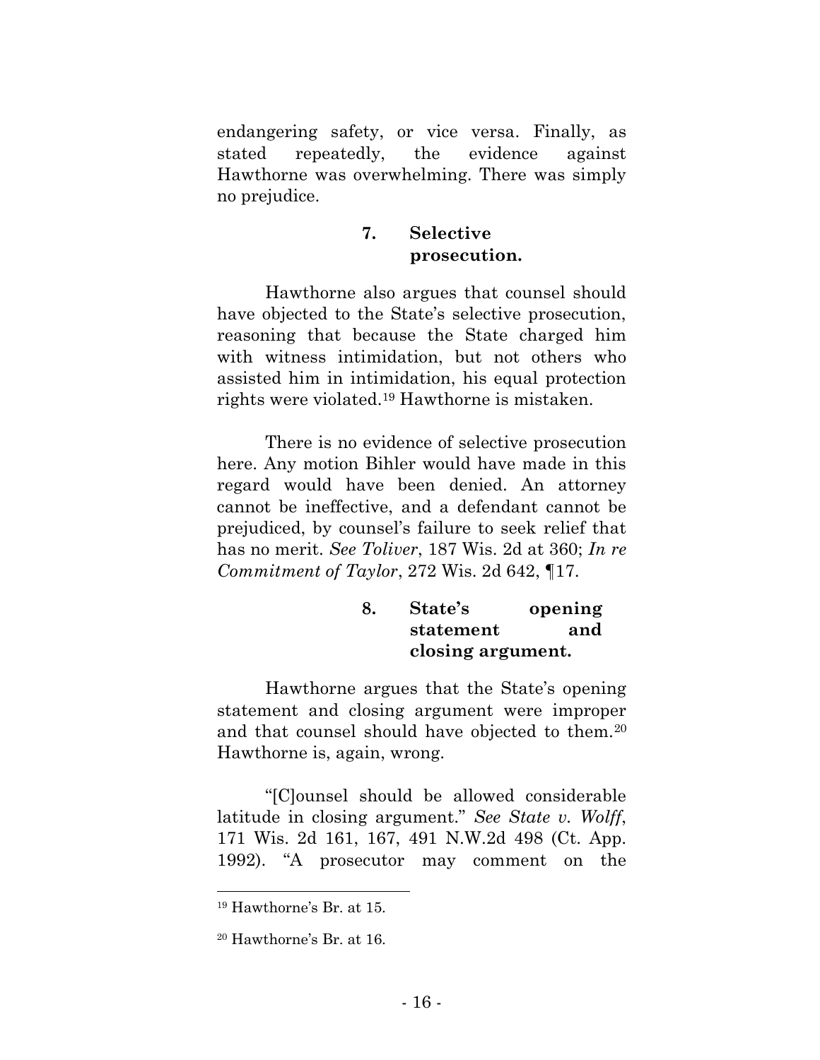endangering safety, or vice versa. Finally, as stated repeatedly, the evidence against Hawthorne was overwhelming. There was simply no prejudice.

#### 7. Selective prosecution.

Hawthorne also argues that counsel should have objected to the State's selective prosecution, reasoning that because the State charged him with witness intimidation, but not others who assisted him in intimidation, his equal protection rights were violated.[19] Hawthorne is mistaken.

There is no evidence of selective prosecution here. Any motion Bihler would have made in this regard would have been denied. An attorney cannot be ineffective, and a defendant cannot be prejudiced, by counsel's failure to seek relief that has no merit. *See Toliver*, 187 Wis. 2d at 360; *In re Commitment of Taylor*, 272 Wis. 2d 642, ¶17.

#### 8. State's opening statement and closing argument.

Hawthorne argues that the State's opening statement and closing argument were improper and that counsel should have objected to them.[20] Hawthorne is, again, wrong.

"[C]ounsel should be allowed considerable latitude in closing argument." *See State v. Wolff*, 171 Wis. 2d 161, 167, 491 N.W.2d 498 (Ct. App. 1992). "A prosecutor may comment on the

---

[19] Hawthorne's Br. at 15.

[20] Hawthorne's Br. at 16.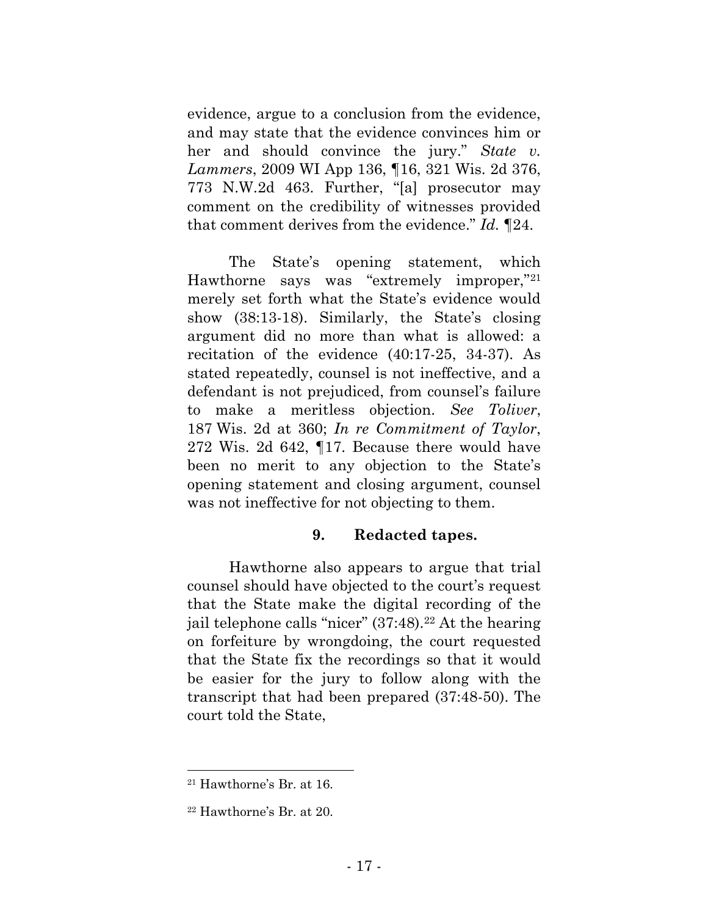evidence, argue to a conclusion from the evidence, and may state that the evidence convinces him or her and should convince the jury." *State v. Lammers*, 2009 WI App 136, ¶16, 321 Wis. 2d 376, 773 N.W.2d 463. Further, "[a] prosecutor may comment on the credibility of witnesses provided that comment derives from the evidence." *Id.* ¶24.

The State's opening statement, which Hawthorne says was "extremely improper,"[21] merely set forth what the State's evidence would show (38:13-18). Similarly, the State's closing argument did no more than what is allowed: a recitation of the evidence (40:17-25, 34-37). As stated repeatedly, counsel is not ineffective, and a defendant is not prejudiced, from counsel's failure to make a meritless objection. *See Toliver*, 187 Wis. 2d at 360; *In re Commitment of Taylor*, 272 Wis. 2d 642, ¶17. Because there would have been no merit to any objection to the State's opening statement and closing argument, counsel was not ineffective for not objecting to them.

### 9. Redacted tapes.

Hawthorne also appears to argue that trial counsel should have objected to the court's request that the State make the digital recording of the jail telephone calls "nicer" (37:48).[22] At the hearing on forfeiture by wrongdoing, the court requested that the State fix the recordings so that it would be easier for the jury to follow along with the transcript that had been prepared (37:48-50). The court told the State,

---

[21] Hawthorne's Br. at 16.

[22] Hawthorne's Br. at 20.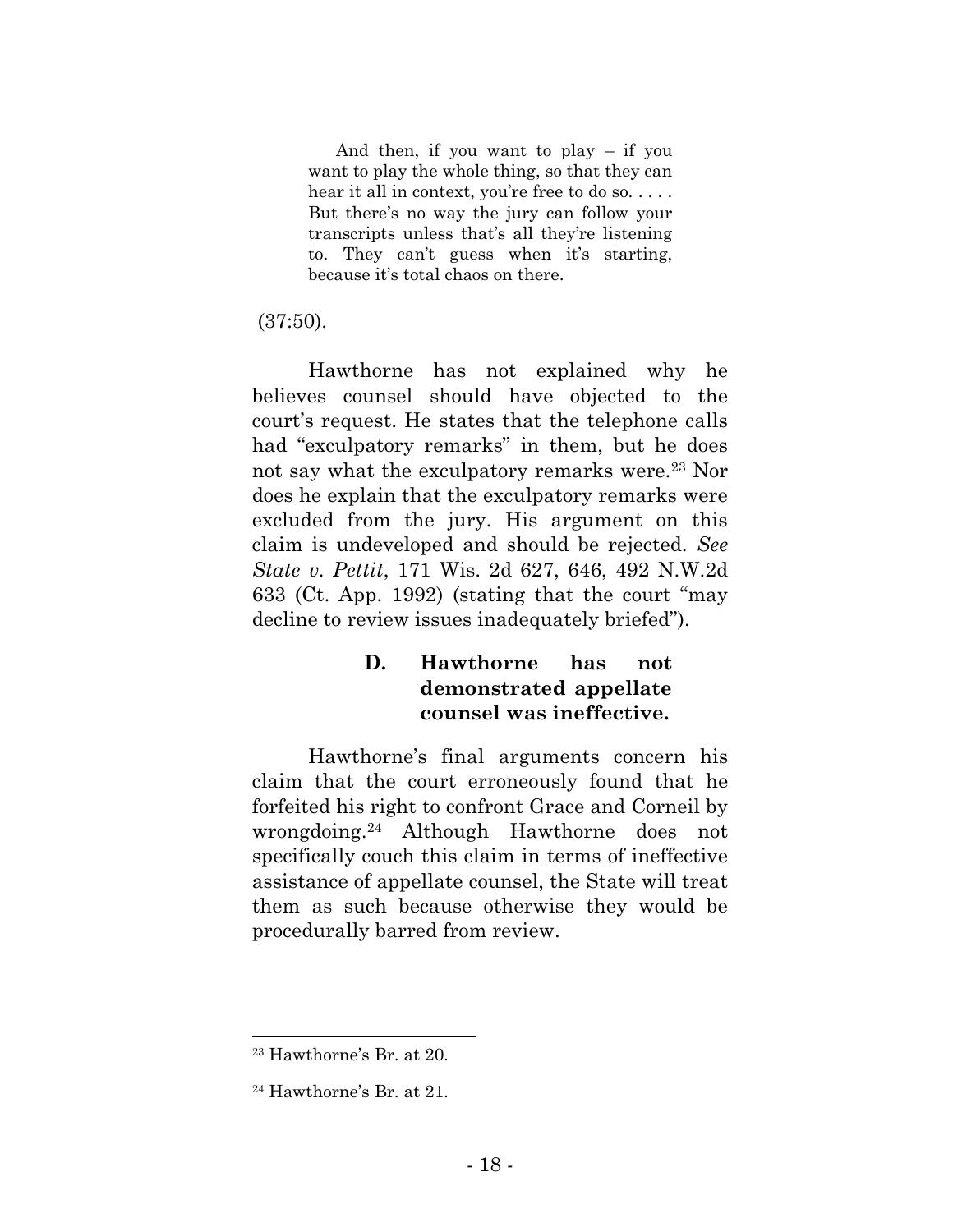> And then, if you want to play – if you want to play the whole thing, so that they can hear it all in context, you're free to do so. . . . . But there's no way the jury can follow your transcripts unless that's all they're listening to. They can't guess when it's starting, because it's total chaos on there.

(37:50).

Hawthorne has not explained why he believes counsel should have objected to the court's request. He states that the telephone calls had "exculpatory remarks" in them, but he does not say what the exculpatory remarks were.[23] Nor does he explain that the exculpatory remarks were excluded from the jury. His argument on this claim is undeveloped and should be rejected. *See State v. Pettit*, 171 Wis. 2d 627, 646, 492 N.W.2d 633 (Ct. App. 1992) (stating that the court "may decline to review issues inadequately briefed").

### D. Hawthorne has not demonstrated appellate counsel was ineffective.

Hawthorne's final arguments concern his claim that the court erroneously found that he forfeited his right to confront Grace and Corneil by wrongdoing.[24] Although Hawthorne does not specifically couch this claim in terms of ineffective assistance of appellate counsel, the State will treat them as such because otherwise they would be procedurally barred from review.

---

[23] Hawthorne's Br. at 20.

[24] Hawthorne's Br. at 21.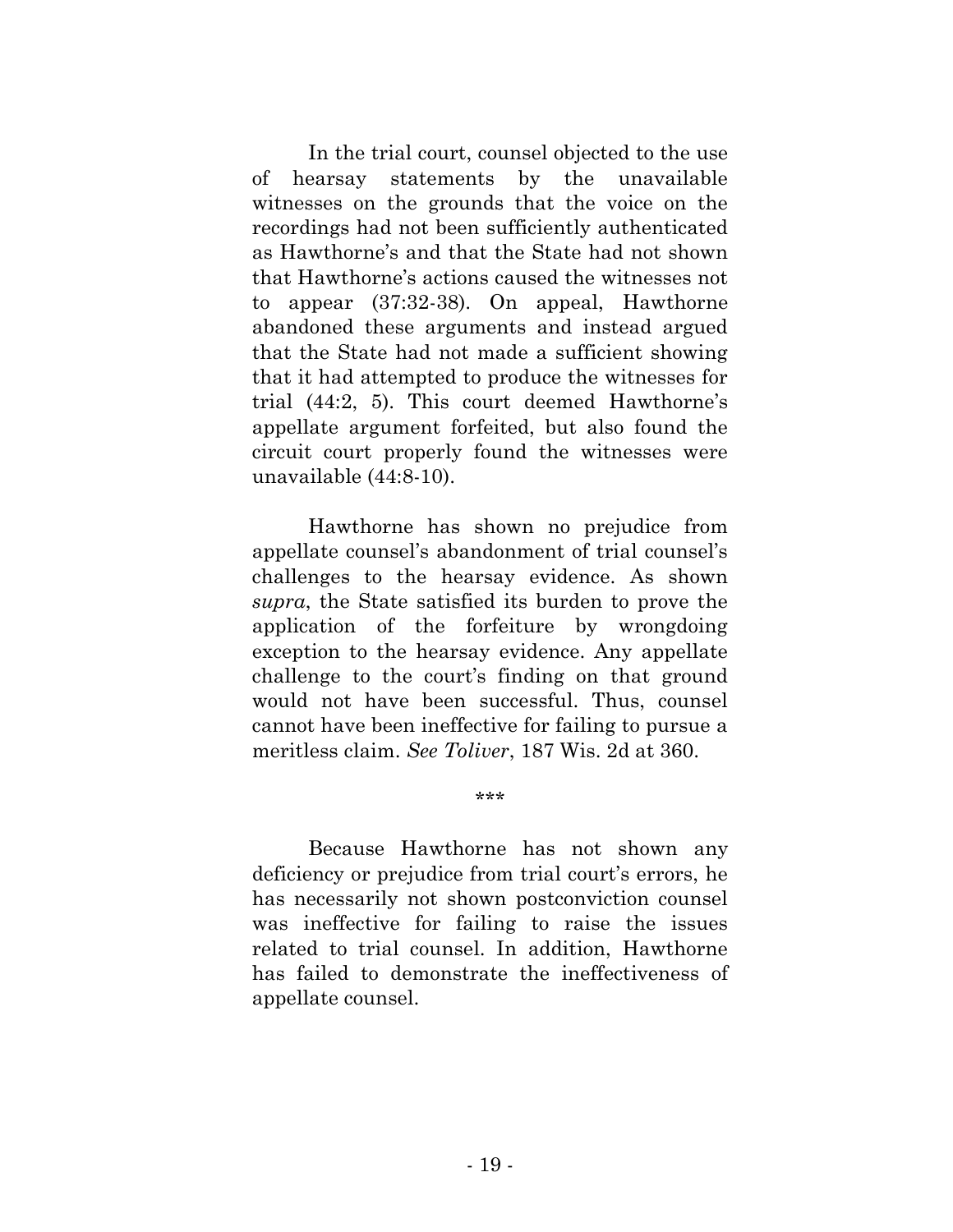In the trial court, counsel objected to the use of hearsay statements by the unavailable witnesses on the grounds that the voice on the recordings had not been sufficiently authenticated as Hawthorne's and that the State had not shown that Hawthorne's actions caused the witnesses not to appear (37:32-38). On appeal, Hawthorne abandoned these arguments and instead argued that the State had not made a sufficient showing that it had attempted to produce the witnesses for trial (44:2, 5). This court deemed Hawthorne's appellate argument forfeited, but also found the circuit court properly found the witnesses were unavailable (44:8-10).

Hawthorne has shown no prejudice from appellate counsel's abandonment of trial counsel's challenges to the hearsay evidence. As shown *supra*, the State satisfied its burden to prove the application of the forfeiture by wrongdoing exception to the hearsay evidence. Any appellate challenge to the court's finding on that ground would not have been successful. Thus, counsel cannot have been ineffective for failing to pursue a meritless claim. *See Toliver*, 187 Wis. 2d at 360.

\*\*\*

Because Hawthorne has not shown any deficiency or prejudice from trial court's errors, he has necessarily not shown postconviction counsel was ineffective for failing to raise the issues related to trial counsel. In addition, Hawthorne has failed to demonstrate the ineffectiveness of appellate counsel.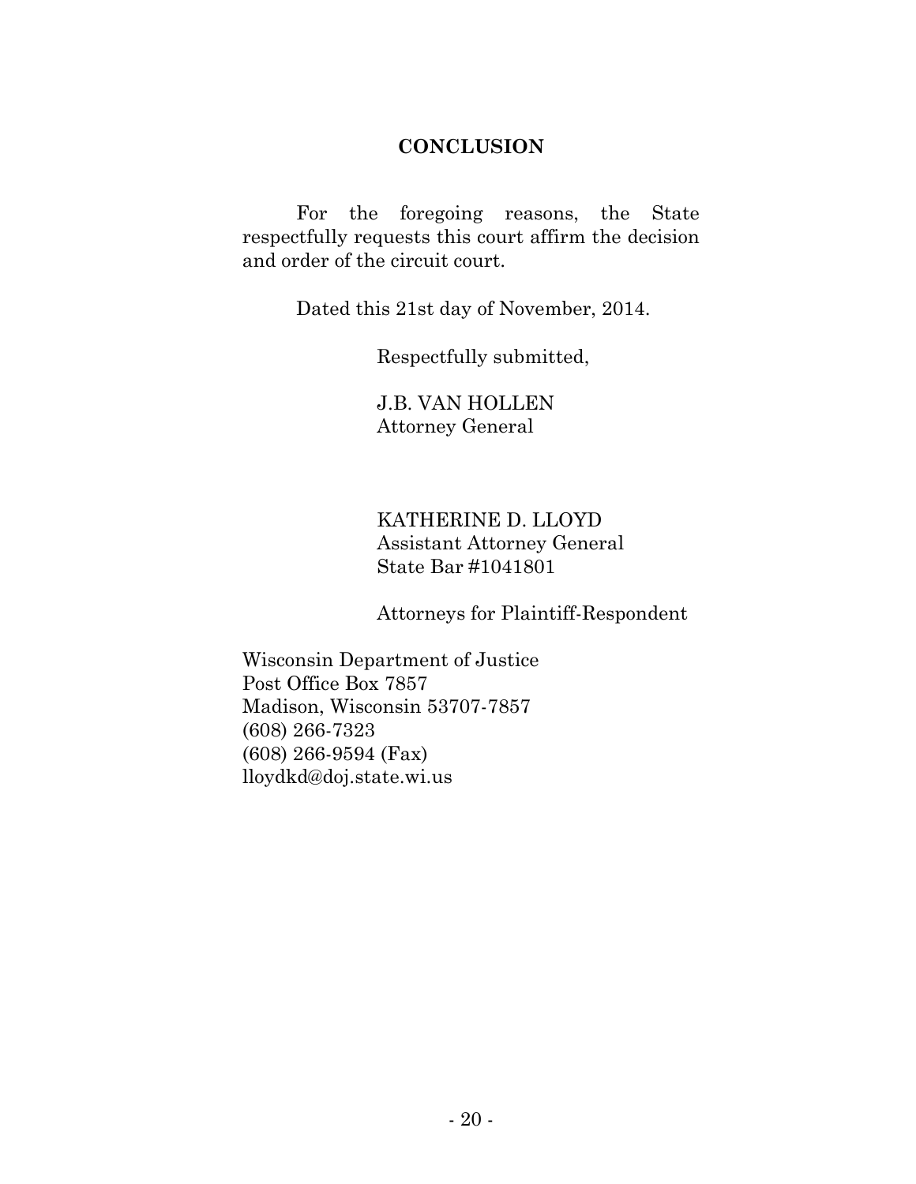## CONCLUSION

For the foregoing reasons, the State respectfully requests this court affirm the decision and order of the circuit court.

Dated this 21st day of November, 2014.

Respectfully submitted,

J.B. VAN HOLLEN
Attorney General

KATHERINE D. LLOYD
Assistant Attorney General
State Bar #1041801

Attorneys for Plaintiff-Respondent

Wisconsin Department of Justice
Post Office Box 7857
Madison, Wisconsin 53707-7857
(608) 266-7323
(608) 266-9594 (Fax)
lloydkd@doj.state.wi.us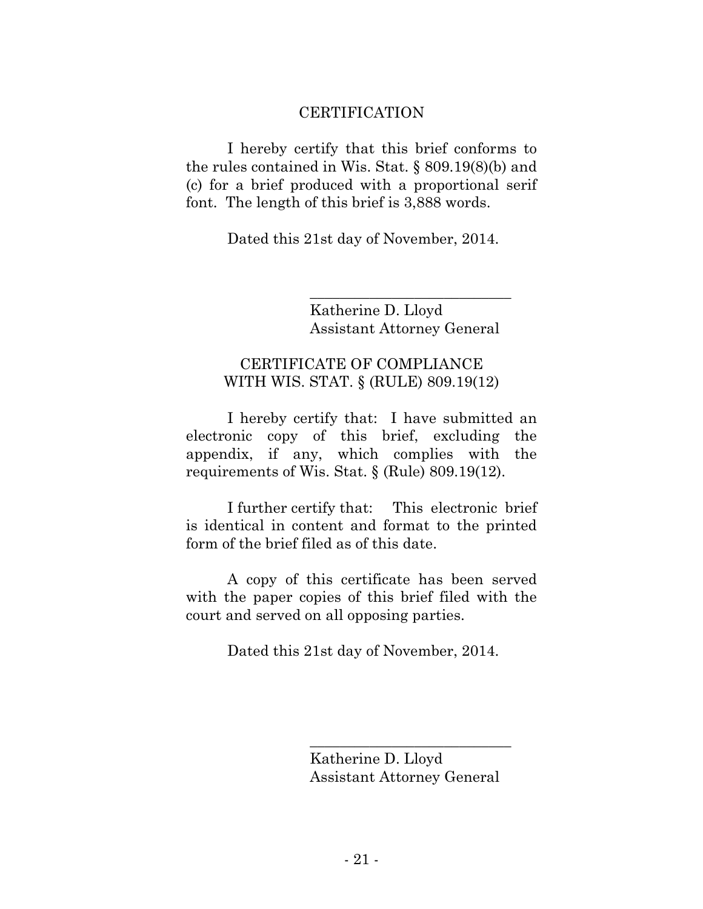## CERTIFICATION

I hereby certify that this brief conforms to the rules contained in Wis. Stat. § 809.19(8)(b) and (c) for a brief produced with a proportional serif font. The length of this brief is 3,888 words.

Dated this 21st day of November, 2014.

\_\_\_\_\_\_\_\_\_\_\_\_\_\_\_\_\_\_\_\_\_\_\_\_\_\_\_\_\_\_

Katherine D. Lloyd
Assistant Attorney General

## CERTIFICATE OF COMPLIANCE WITH WIS. STAT. § (RULE) 809.19(12)

I hereby certify that: I have submitted an electronic copy of this brief, excluding the appendix, if any, which complies with the requirements of Wis. Stat. § (Rule) 809.19(12).

I further certify that: This electronic brief is identical in content and format to the printed form of the brief filed as of this date.

A copy of this certificate has been served with the paper copies of this brief filed with the court and served on all opposing parties.

Dated this 21st day of November, 2014.

\_\_\_\_\_\_\_\_\_\_\_\_\_\_\_\_\_\_\_\_\_\_\_\_\_\_\_\_\_\_

Katherine D. Lloyd
Assistant Attorney General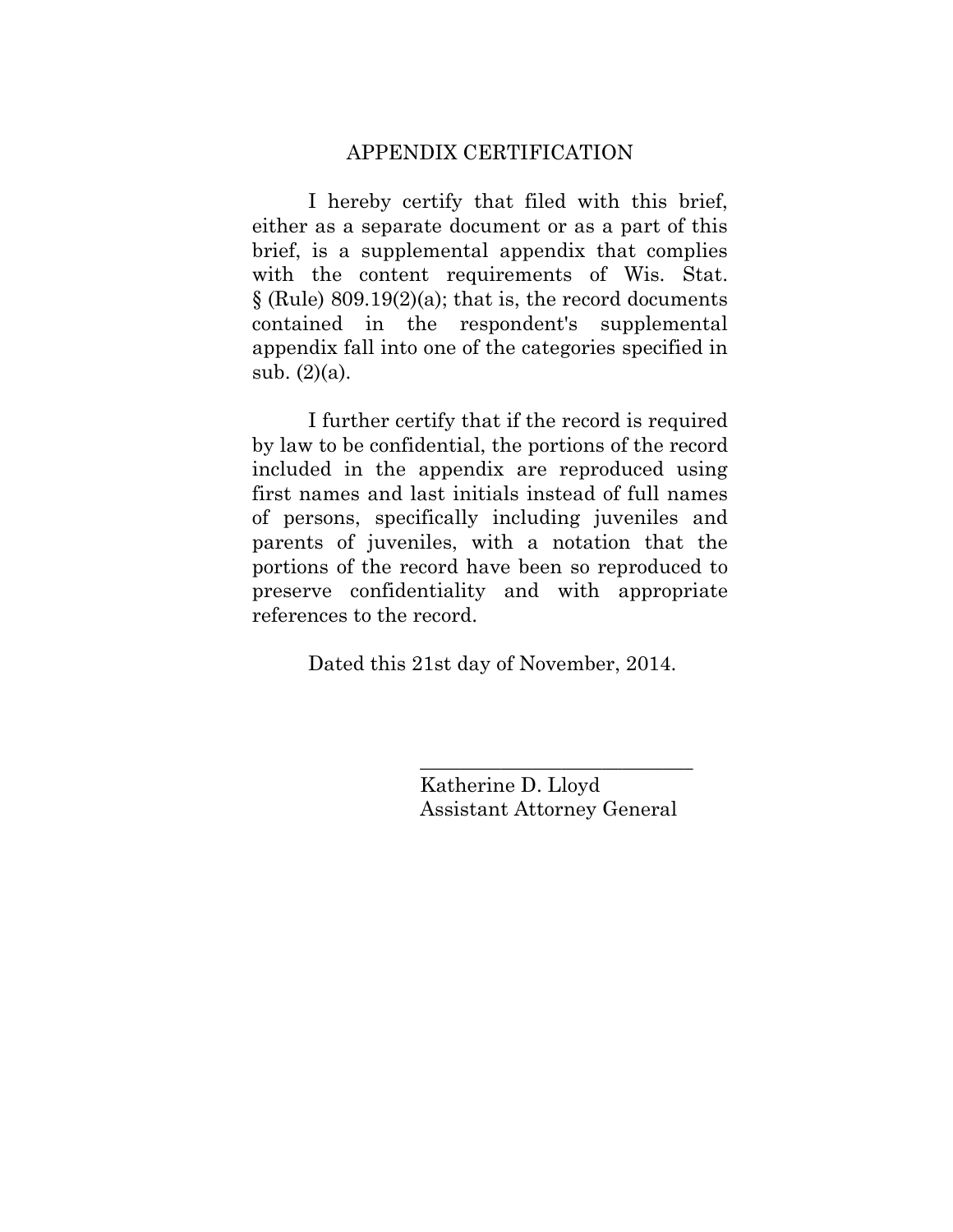## APPENDIX CERTIFICATION

I hereby certify that filed with this brief, either as a separate document or as a part of this brief, is a supplemental appendix that complies with the content requirements of Wis. Stat. § (Rule) 809.19(2)(a); that is, the record documents contained in the respondent's supplemental appendix fall into one of the categories specified in sub. (2)(a).

I further certify that if the record is required by law to be confidential, the portions of the record included in the appendix are reproduced using first names and last initials instead of full names of persons, specifically including juveniles and parents of juveniles, with a notation that the portions of the record have been so reproduced to preserve confidentiality and with appropriate references to the record.

Dated this 21st day of November, 2014.

\_\_\_\_\_\_\_\_\_\_\_\_\_\_\_\_\_\_\_\_\_\_\_\_\_\_\_\_
Katherine D. Lloyd
Assistant Attorney General